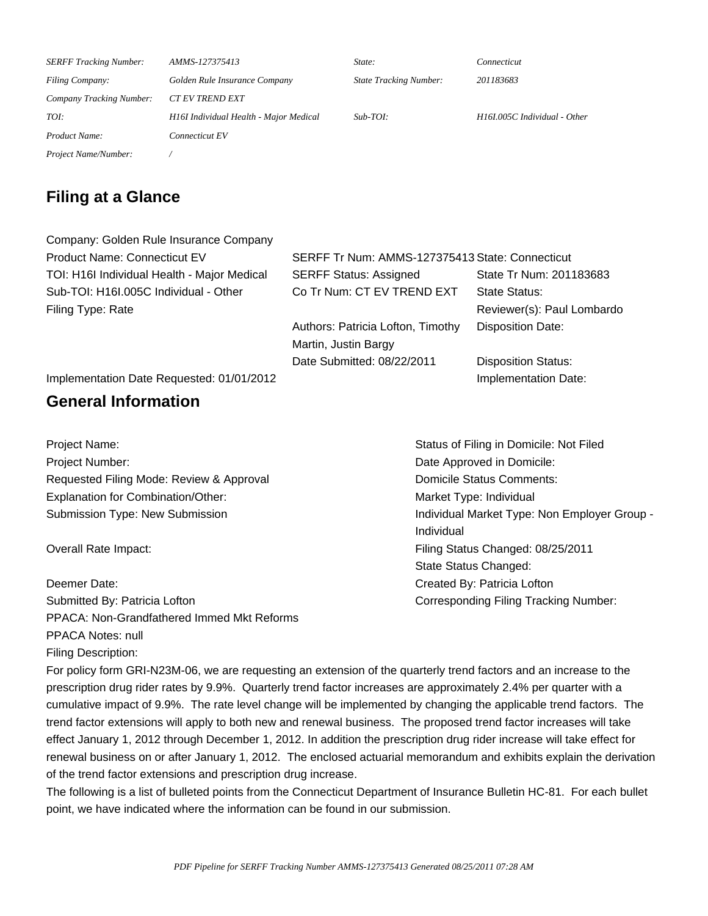| | | | |
|---|---|---|---|
| *SERFF Tracking Number:* | *AMMS-127375413* | *State:* | *Connecticut* |
| *Filing Company:* | *Golden Rule Insurance Company* | *State Tracking Number:* | *201183683* |
| *Company Tracking Number:* | *CT EV TREND EXT* | | |
| *TOI:* | *H16I Individual Health - Major Medical* | *Sub-TOI:* | *H16I.005C Individual - Other* |
| *Product Name:* | *Connecticut EV* | | |
| *Project Name/Number:* | */* | | |

## Filing at a Glance

Company: Golden Rule Insurance Company

| | | |
|---|---|---|
| Product Name: Connecticut EV | SERFF Tr Num: AMMS-127375413 | State: Connecticut |
| TOI: H16I Individual Health - Major Medical | SERFF Status: Assigned | State Tr Num: 201183683 |
| Sub-TOI: H16I.005C Individual - Other | Co Tr Num: CT EV TREND EXT | State Status: |
| Filing Type: Rate | | Reviewer(s): Paul Lombardo |
| | Authors: Patricia Lofton, Timothy Martin, Justin Bargy | Disposition Date: |
| | Date Submitted: 08/22/2011 | Disposition Status: |
| Implementation Date Requested: 01/01/2012 | | Implementation Date: |

## General Information

| | |
|---|---|
| Project Name: | Status of Filing in Domicile: Not Filed |
| Project Number: | Date Approved in Domicile: |
| Requested Filing Mode: Review & Approval | Domicile Status Comments: |
| Explanation for Combination/Other: | Market Type: Individual |
| Submission Type: New Submission | Individual Market Type: Non Employer Group - Individual |
| Overall Rate Impact: | Filing Status Changed: 08/25/2011 |
| | State Status Changed: |
| Deemer Date: | Created By: Patricia Lofton |
| Submitted By: Patricia Lofton | Corresponding Filing Tracking Number: |

PPACA: Non-Grandfathered Immed Mkt Reforms

PPACA Notes: null

Filing Description:

For policy form GRI-N23M-06, we are requesting an extension of the quarterly trend factors and an increase to the prescription drug rider rates by 9.9%. Quarterly trend factor increases are approximately 2.4% per quarter with a cumulative impact of 9.9%. The rate level change will be implemented by changing the applicable trend factors. The trend factor extensions will apply to both new and renewal business. The proposed trend factor increases will take effect January 1, 2012 through December 1, 2012. In addition the prescription drug rider increase will take effect for renewal business on or after January 1, 2012. The enclosed actuarial memorandum and exhibits explain the derivation of the trend factor extensions and prescription drug increase.

The following is a list of bulleted points from the Connecticut Department of Insurance Bulletin HC-81. For each bullet point, we have indicated where the information can be found in our submission.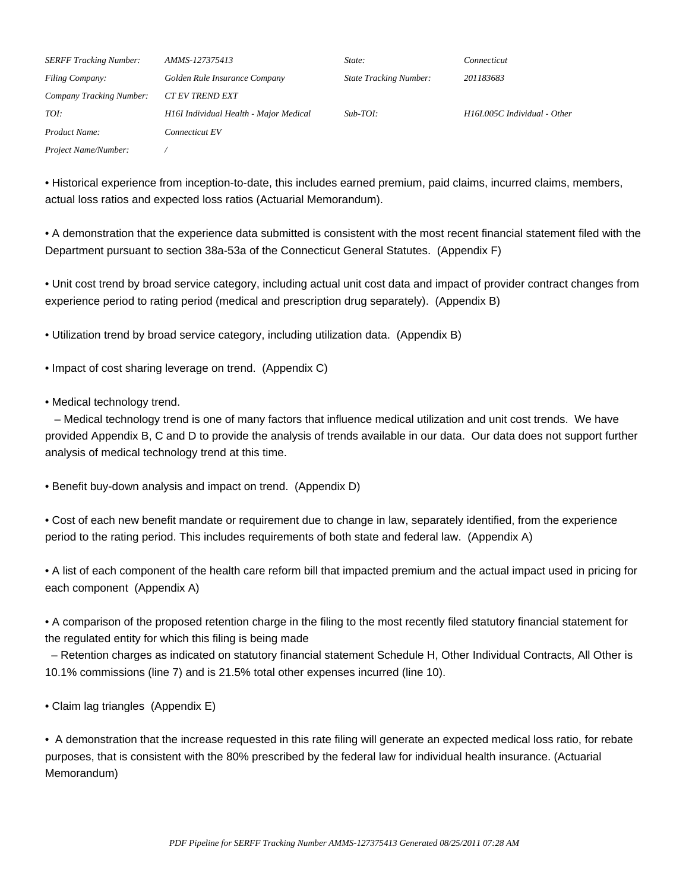• Historical experience from inception-to-date, this includes earned premium, paid claims, incurred claims, members, actual loss ratios and expected loss ratios (Actuarial Memorandum).

• A demonstration that the experience data submitted is consistent with the most recent financial statement filed with the Department pursuant to section 38a-53a of the Connecticut General Statutes. (Appendix F)

• Unit cost trend by broad service category, including actual unit cost data and impact of provider contract changes from experience period to rating period (medical and prescription drug separately). (Appendix B)

• Utilization trend by broad service category, including utilization data. (Appendix B)

• Impact of cost sharing leverage on trend. (Appendix C)

• Medical technology trend.
  – Medical technology trend is one of many factors that influence medical utilization and unit cost trends. We have provided Appendix B, C and D to provide the analysis of trends available in our data. Our data does not support further analysis of medical technology trend at this time.

• Benefit buy-down analysis and impact on trend. (Appendix D)

• Cost of each new benefit mandate or requirement due to change in law, separately identified, from the experience period to the rating period. This includes requirements of both state and federal law. (Appendix A)

• A list of each component of the health care reform bill that impacted premium and the actual impact used in pricing for each component (Appendix A)

• A comparison of the proposed retention charge in the filing to the most recently filed statutory financial statement for the regulated entity for which this filing is being made
  – Retention charges as indicated on statutory financial statement Schedule H, Other Individual Contracts, All Other is 10.1% commissions (line 7) and is 21.5% total other expenses incurred (line 10).

• Claim lag triangles (Appendix E)

• A demonstration that the increase requested in this rate filing will generate an expected medical loss ratio, for rebate purposes, that is consistent with the 80% prescribed by the federal law for individual health insurance. (Actuarial Memorandum)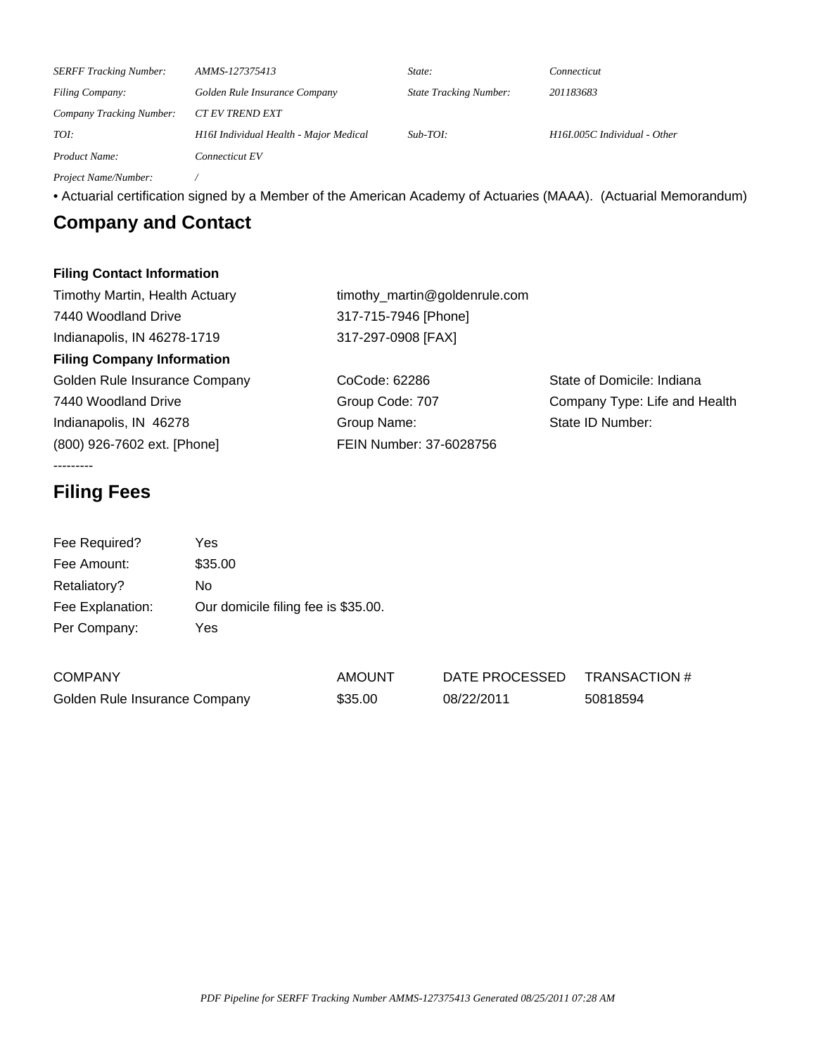| | | | |
|---|---|---|---|
| *SERFF Tracking Number:* | *AMMS-127375413* | *State:* | *Connecticut* |
| *Filing Company:* | *Golden Rule Insurance Company* | *State Tracking Number:* | *201183683* |
| *Company Tracking Number:* | *CT EV TREND EXT* | | |
| *TOI:* | *H16I Individual Health - Major Medical* | *Sub-TOI:* | *H16I.005C Individual - Other* |
| *Product Name:* | *Connecticut EV* | | |
| *Project Name/Number:* | */* | | |

• Actuarial certification signed by a Member of the American Academy of Actuaries (MAAA). (Actuarial Memorandum)

## Company and Contact

**Filing Contact Information**

| | |
|---|---|
| Timothy Martin, Health Actuary | timothy_martin@goldenrule.com |
| 7440 Woodland Drive | 317-715-7946 [Phone] |
| Indianapolis, IN 46278-1719 | 317-297-0908 [FAX] |

**Filing Company Information**

| | | |
|---|---|---|
| Golden Rule Insurance Company | CoCode: 62286 | State of Domicile: Indiana |
| 7440 Woodland Drive | Group Code: 707 | Company Type: Life and Health |
| Indianapolis, IN 46278 | Group Name: | State ID Number: |
| (800) 926-7602 ext. [Phone] | FEIN Number: 37-6028756 | |

---------

## Filing Fees

| | |
|---|---|
| Fee Required? | Yes |
| Fee Amount: | $35.00 |
| Retaliatory? | No |
| Fee Explanation: | Our domicile filing fee is $35.00. |
| Per Company: | Yes |

| COMPANY | AMOUNT | DATE PROCESSED | TRANSACTION # |
|---|---|---|---|
| Golden Rule Insurance Company | $35.00 | 08/22/2011 | 50818594 |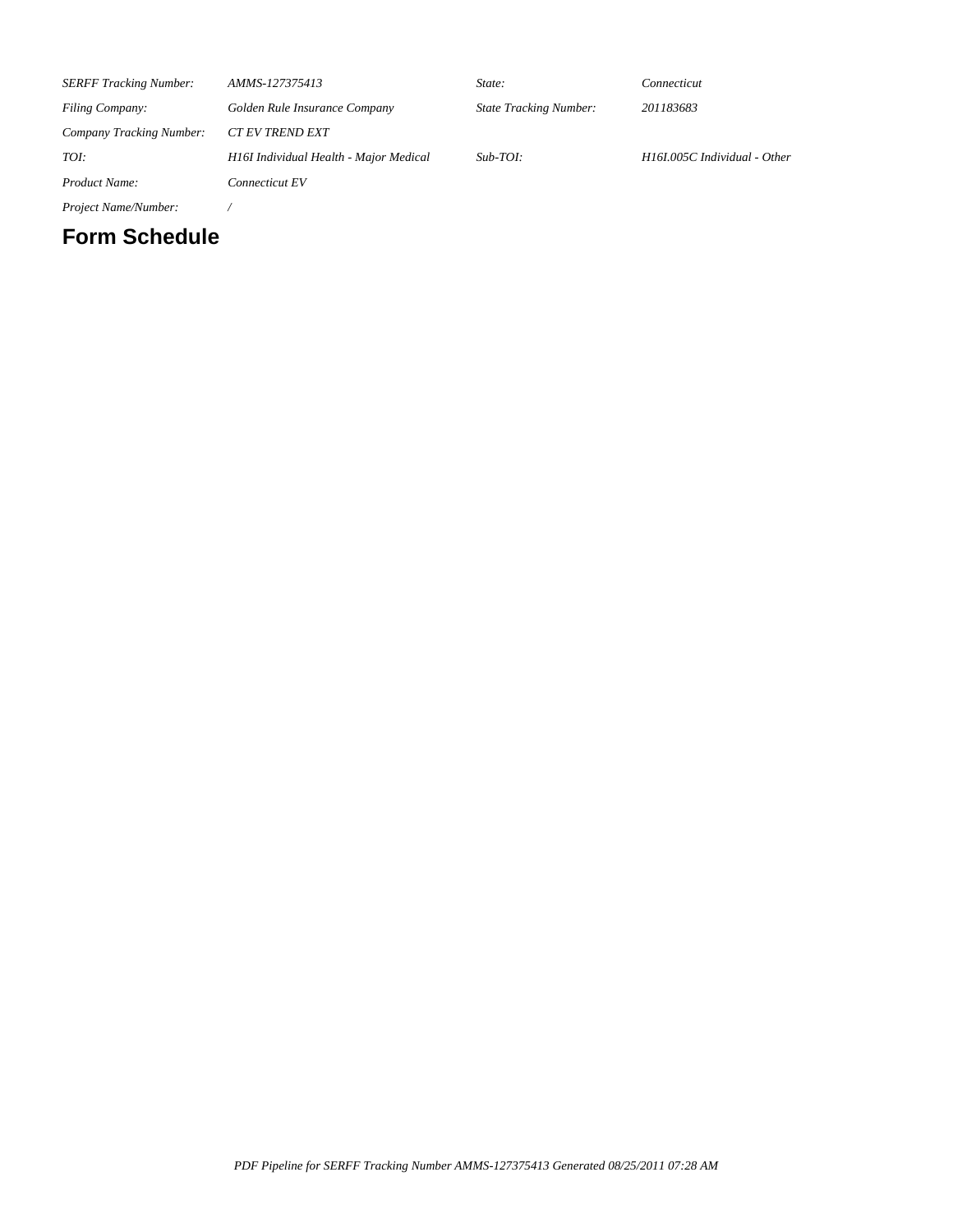| | | | |
|---|---|---|---|
| *SERFF Tracking Number:* | *AMMS-127375413* | *State:* | *Connecticut* |
| *Filing Company:* | *Golden Rule Insurance Company* | *State Tracking Number:* | *201183683* |
| *Company Tracking Number:* | *CT EV TREND EXT* | | |
| *TOI:* | *H16I Individual Health - Major Medical* | *Sub-TOI:* | *H16I.005C Individual - Other* |
| *Product Name:* | *Connecticut EV* | | |
| *Project Name/Number:* | */* | | |

# Form Schedule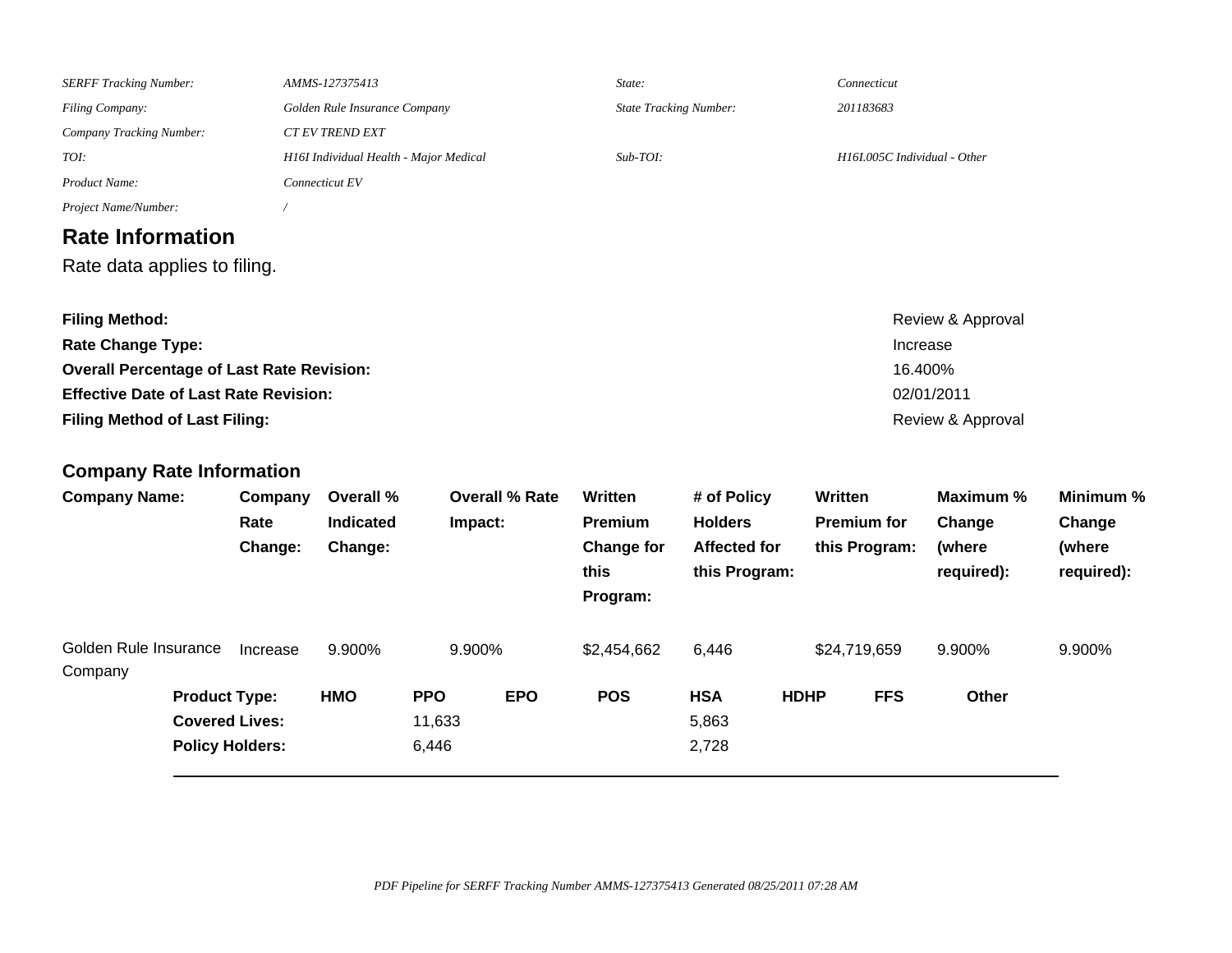| | | | |
|---|---|---|---|
| *SERFF Tracking Number:* | *AMMS-127375413* | *State:* | *Connecticut* |
| *Filing Company:* | *Golden Rule Insurance Company* | *State Tracking Number:* | *201183683* |
| *Company Tracking Number:* | *CT EV TREND EXT* | | |
| *TOI:* | *H16I Individual Health - Major Medical* | *Sub-TOI:* | *H16I.005C Individual - Other* |
| *Product Name:* | *Connecticut EV* | | |
| *Project Name/Number:* | */* | | |

## Rate Information

Rate data applies to filing.

| | |
|---|---|
| **Filing Method:** | Review & Approval |
| **Rate Change Type:** | Increase |
| **Overall Percentage of Last Rate Revision:** | 16.400% |
| **Effective Date of Last Rate Revision:** | 02/01/2011 |
| **Filing Method of Last Filing:** | Review & Approval |

### Company Rate Information

| Company Name: | Company Rate Change: | Overall % Indicated Change: | Overall % Rate Impact: | Written Premium Change for this Program: | # of Policy Holders Affected for this Program: | Written Premium for this Program: | Maximum % Change (where required): | Minimum % Change (where required): |
|---|---|---|---|---|---|---|---|---|
| Golden Rule Insurance Company | Increase | 9.900% | 9.900% | $2,454,662 | 6,446 | $24,719,659 | 9.900% | 9.900% |

| Product Type: | HMO | PPO | EPO | POS | HSA | HDHP | FFS | Other |
|---|---|---|---|---|---|---|---|---|
| Covered Lives: | | 11,633 | | | 5,863 | | | |
| Policy Holders: | | 6,446 | | | 2,728 | | | |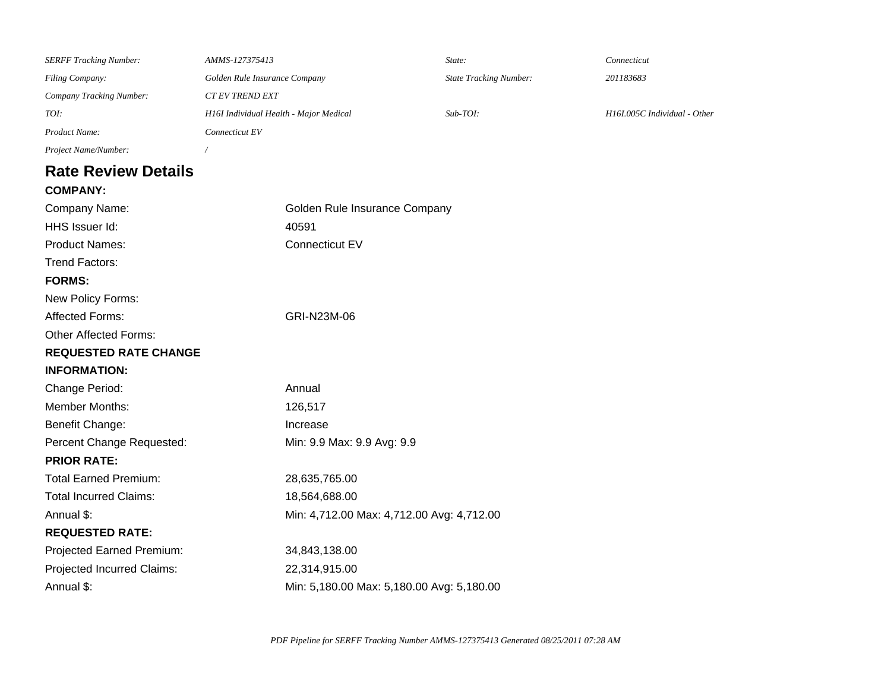| | | | |
|---|---|---|---|
| *SERFF Tracking Number:* | *AMMS-127375413* | *State:* | *Connecticut* |
| *Filing Company:* | *Golden Rule Insurance Company* | *State Tracking Number:* | *201183683* |
| *Company Tracking Number:* | *CT EV TREND EXT* | | |
| *TOI:* | *H16I Individual Health - Major Medical* | *Sub-TOI:* | *H16I.005C Individual - Other* |
| *Product Name:* | *Connecticut EV* | | |
| *Project Name/Number:* | */* | | |

# Rate Review Details

**COMPANY:**

| | |
|---|---|
| Company Name: | Golden Rule Insurance Company |
| HHS Issuer Id: | 40591 |
| Product Names: | Connecticut EV |
| Trend Factors: | |

**FORMS:**

| | |
|---|---|
| New Policy Forms: | |
| Affected Forms: | GRI-N23M-06 |
| Other Affected Forms: | |

**REQUESTED RATE CHANGE INFORMATION:**

| | |
|---|---|
| Change Period: | Annual |
| Member Months: | 126,517 |
| Benefit Change: | Increase |
| Percent Change Requested: | Min: 9.9 Max: 9.9 Avg: 9.9 |

**PRIOR RATE:**

| | |
|---|---|
| Total Earned Premium: | 28,635,765.00 |
| Total Incurred Claims: | 18,564,688.00 |
| Annual $: | Min: 4,712.00 Max: 4,712.00 Avg: 4,712.00 |

**REQUESTED RATE:**

| | |
|---|---|
| Projected Earned Premium: | 34,843,138.00 |
| Projected Incurred Claims: | 22,314,915.00 |
| Annual $: | Min: 5,180.00 Max: 5,180.00 Avg: 5,180.00 |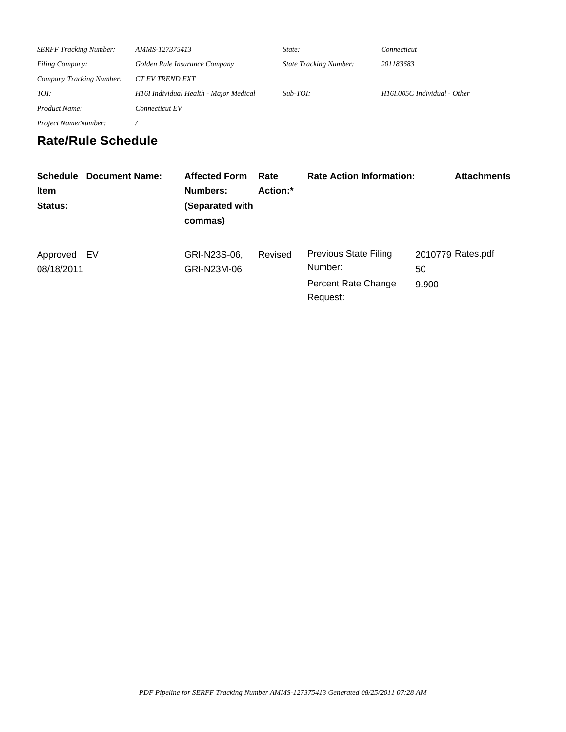| | | | |
|---|---|---|---|
| *SERFF Tracking Number:* | *AMMS-127375413* | *State:* | *Connecticut* |
| *Filing Company:* | *Golden Rule Insurance Company* | *State Tracking Number:* | *201183683* |
| *Company Tracking Number:* | *CT EV TREND EXT* | | |
| *TOI:* | *H16I Individual Health - Major Medical* | *Sub-TOI:* | *H16I.005C Individual - Other* |
| *Product Name:* | *Connecticut EV* | | |
| *Project Name/Number:* | */* | | |

## Rate/Rule Schedule

| Schedule Item Status: | Document Name: | Affected Form Numbers: (Separated with commas) | Rate Action:* | Rate Action Information: | | Attachments |
|---|---|---|---|---|---|---|
| Approved 08/18/2011 | EV | GRI-N23S-06, GRI-N23M-06 | Revised | Previous State Filing Number: | 201077950 | Rates.pdf |
| | | | | Percent Rate Change Request: | 9.900 | |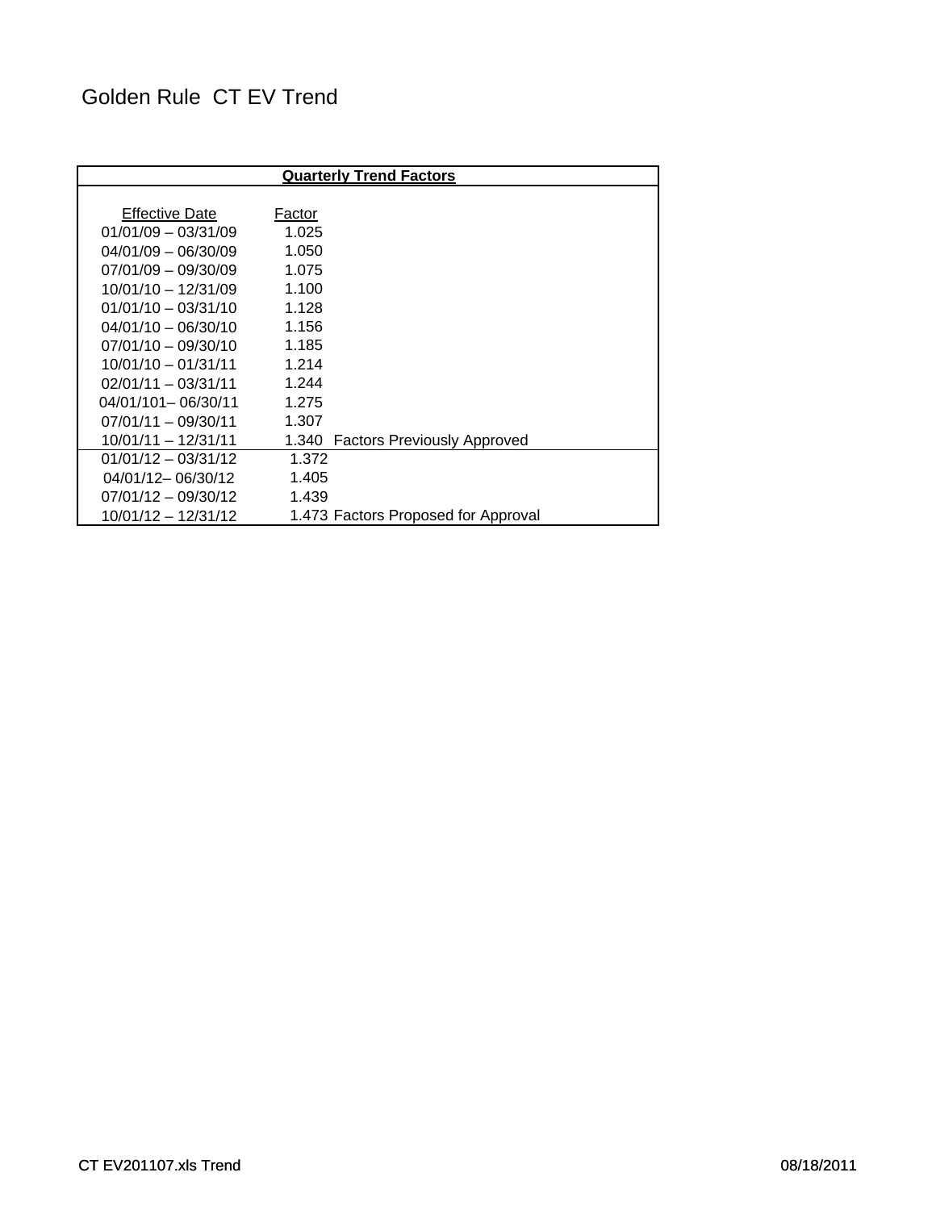# Golden Rule CT EV Trend

| Quarterly Trend Factors | | |
|---|---|---|
| Effective Date | Factor | |
| 01/01/09 – 03/31/09 | 1.025 | |
| 04/01/09 – 06/30/09 | 1.050 | |
| 07/01/09 – 09/30/09 | 1.075 | |
| 10/01/10 – 12/31/09 | 1.100 | |
| 01/01/10 – 03/31/10 | 1.128 | |
| 04/01/10 – 06/30/10 | 1.156 | |
| 07/01/10 – 09/30/10 | 1.185 | |
| 10/01/10 – 01/31/11 | 1.214 | |
| 02/01/11 – 03/31/11 | 1.244 | |
| 04/01/101– 06/30/11 | 1.275 | |
| 07/01/11 – 09/30/11 | 1.307 | |
| 10/01/11 – 12/31/11 | 1.340 | Factors Previously Approved |
| 01/01/12 – 03/31/12 | 1.372 | |
| 04/01/12– 06/30/12 | 1.405 | |
| 07/01/12 – 09/30/12 | 1.439 | |
| 10/01/12 – 12/31/12 | 1.473 | Factors Proposed for Approval |

CT EV201107.xls Trend

08/18/2011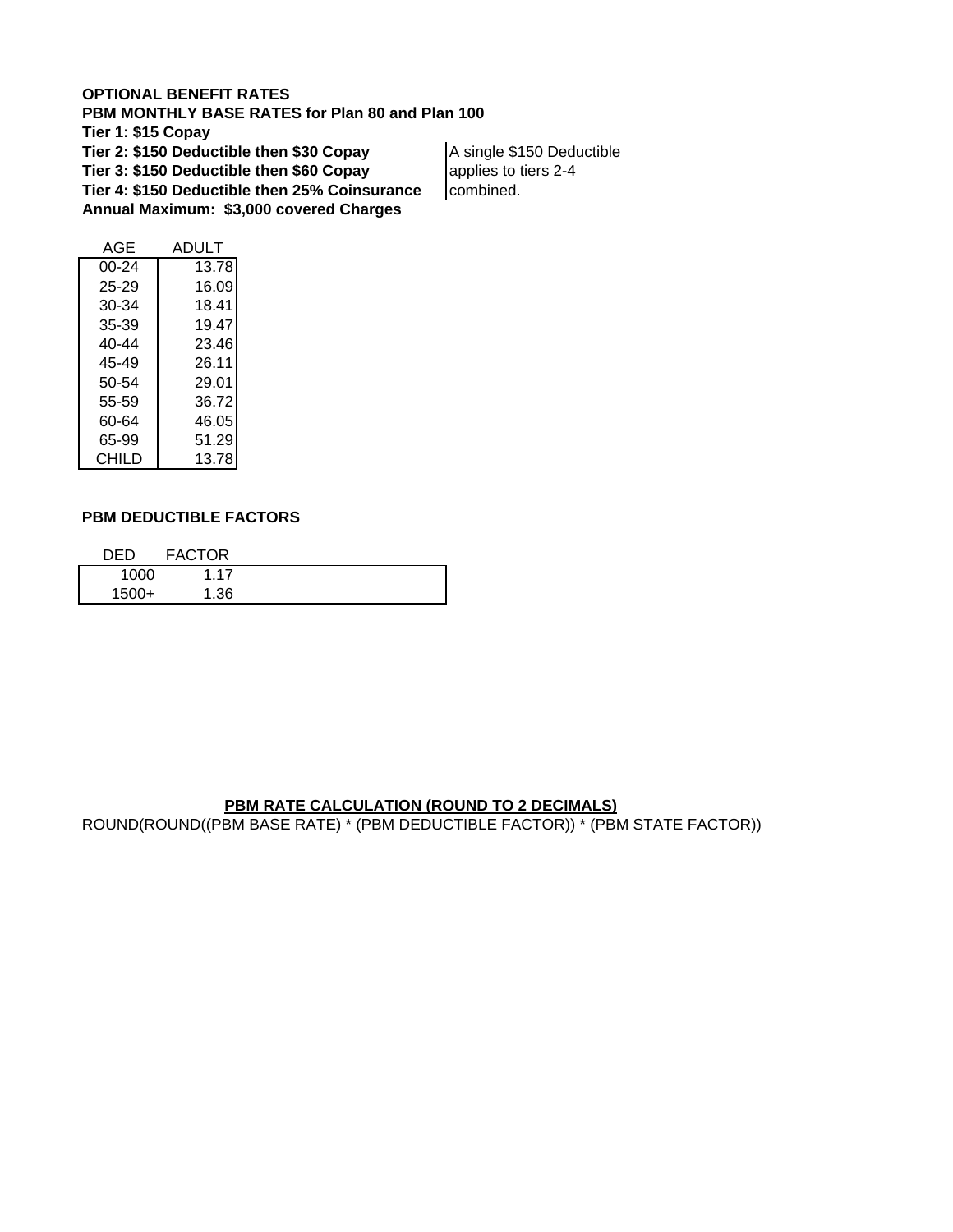**OPTIONAL BENEFIT RATES**
**PBM MONTHLY BASE RATES for Plan 80 and Plan 100**
**Tier 1: $15 Copay**
**Tier 2: $150 Deductible then $30 Copay**
**Tier 3: $150 Deductible then $60 Copay**
**Tier 4: $150 Deductible then 25% Coinsurance**
**Annual Maximum: $3,000 covered Charges**

A single $150 Deductible applies to tiers 2-4 combined.

| AGE | ADULT |
|---|---|
| 00-24 | 13.78 |
| 25-29 | 16.09 |
| 30-34 | 18.41 |
| 35-39 | 19.47 |
| 40-44 | 23.46 |
| 45-49 | 26.11 |
| 50-54 | 29.01 |
| 55-59 | 36.72 |
| 60-64 | 46.05 |
| 65-99 | 51.29 |
| CHILD | 13.78 |

**PBM DEDUCTIBLE FACTORS**

| DED | FACTOR |
|---|---|
| 1000 | 1.17 |
| 1500+ | 1.36 |

**PBM RATE CALCULATION (ROUND TO 2 DECIMALS)**

ROUND(ROUND((PBM BASE RATE) * (PBM DEDUCTIBLE FACTOR)) * (PBM STATE FACTOR))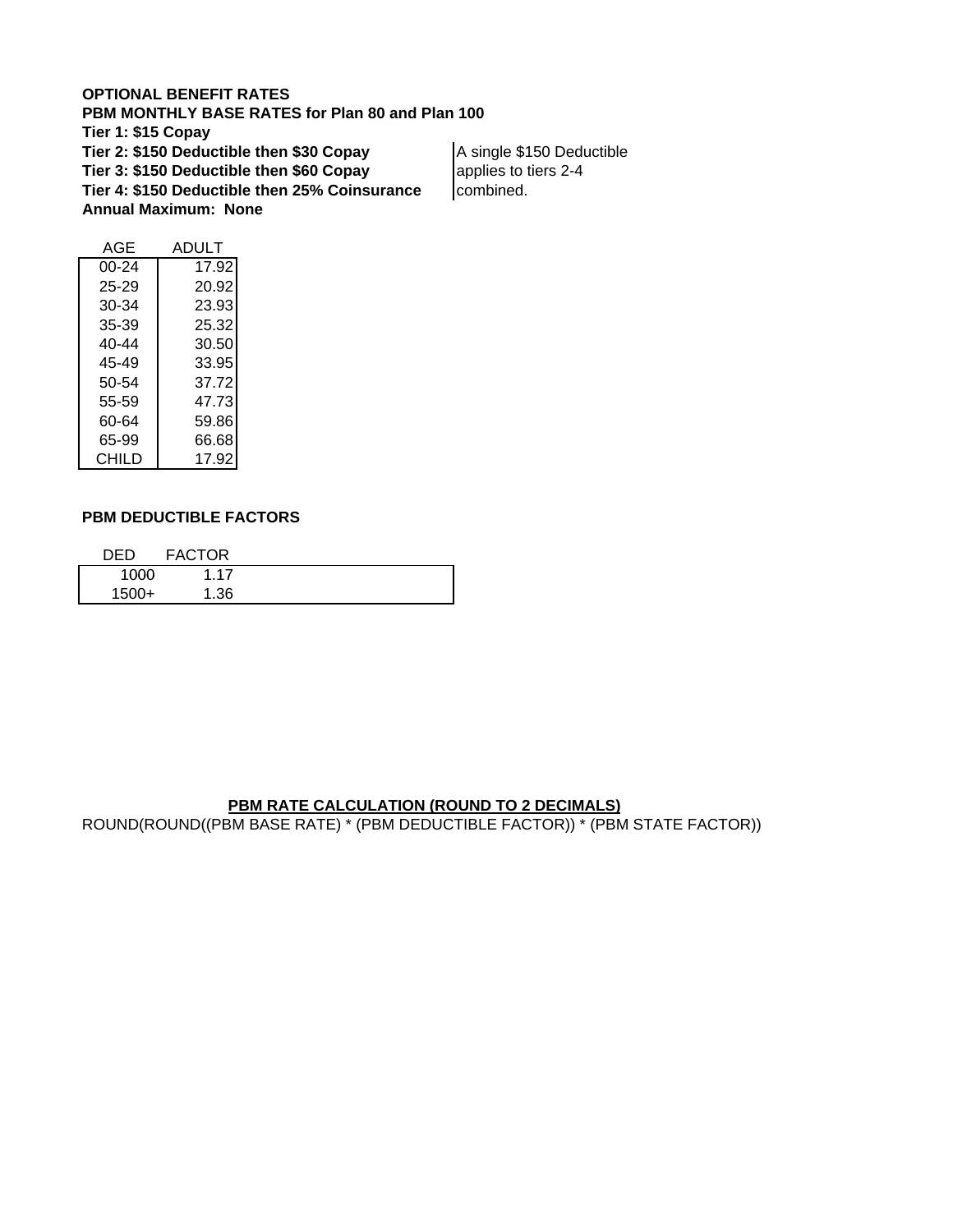**OPTIONAL BENEFIT RATES**
**PBM MONTHLY BASE RATES for Plan 80 and Plan 100**
**Tier 1: $15 Copay**
**Tier 2: $150 Deductible then $30 Copay**
**Tier 3: $150 Deductible then $60 Copay**
**Tier 4: $150 Deductible then 25% Coinsurance**
**Annual Maximum: None**

A single $150 Deductible applies to tiers 2-4 combined.

| AGE | ADULT |
|---|---|
| 00-24 | 17.92 |
| 25-29 | 20.92 |
| 30-34 | 23.93 |
| 35-39 | 25.32 |
| 40-44 | 30.50 |
| 45-49 | 33.95 |
| 50-54 | 37.72 |
| 55-59 | 47.73 |
| 60-64 | 59.86 |
| 65-99 | 66.68 |
| CHILD | 17.92 |

**PBM DEDUCTIBLE FACTORS**

| DED | FACTOR |
|---|---|
| 1000 | 1.17 |
| 1500+ | 1.36 |

**PBM RATE CALCULATION (ROUND TO 2 DECIMALS)**

ROUND(ROUND((PBM BASE RATE) * (PBM DEDUCTIBLE FACTOR)) * (PBM STATE FACTOR))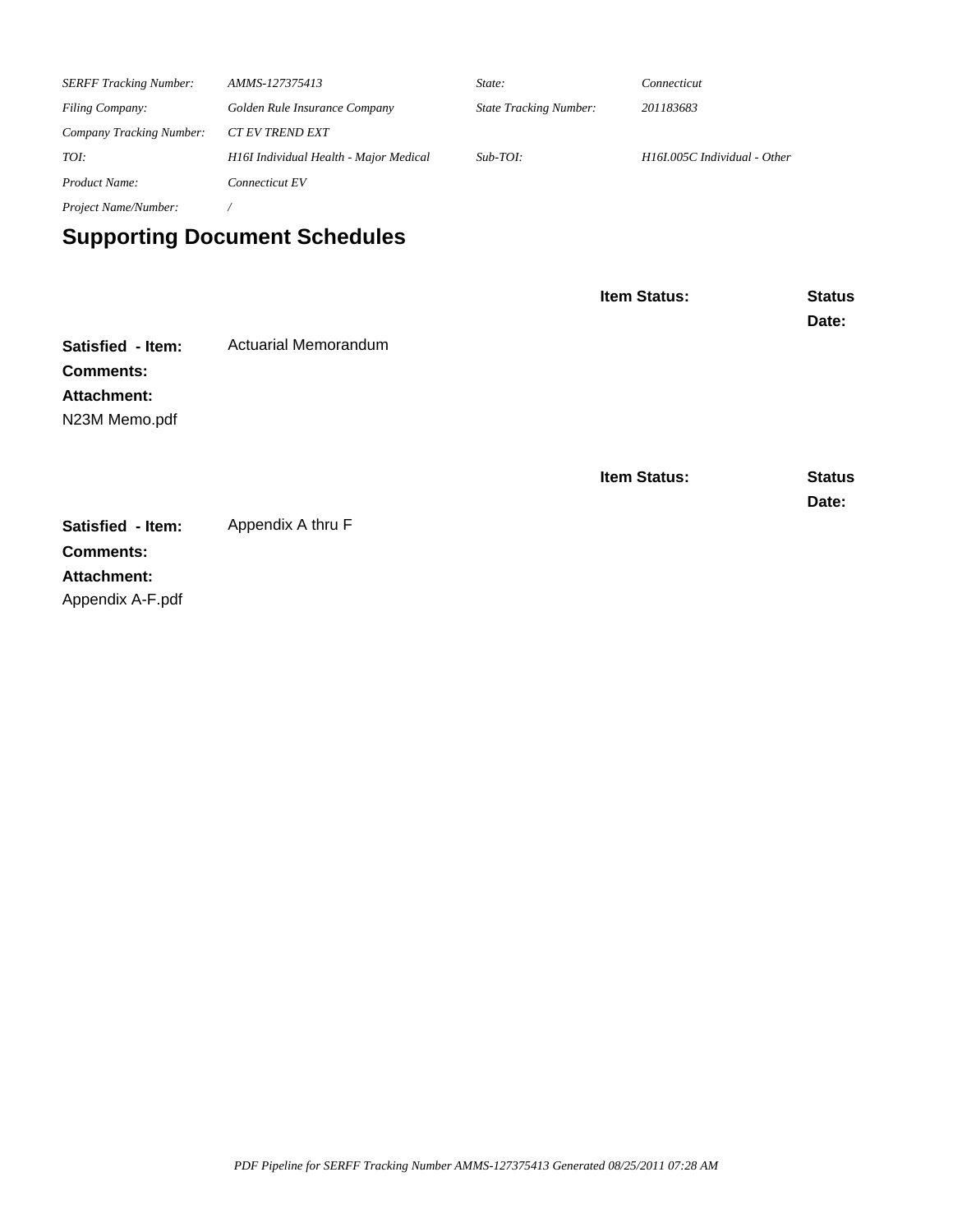| | | | |
|---|---|---|---|
| *SERFF Tracking Number:* | *AMMS-127375413* | *State:* | *Connecticut* |
| *Filing Company:* | *Golden Rule Insurance Company* | *State Tracking Number:* | *201183683* |
| *Company Tracking Number:* | *CT EV TREND EXT* | | |
| *TOI:* | *H16I Individual Health - Major Medical* | *Sub-TOI:* | *H16I.005C Individual - Other* |
| *Product Name:* | *Connecticut EV* | | |
| *Project Name/Number:* | */* | | |

## Supporting Document Schedules

**Item Status:** **Status Date:**

**Satisfied - Item:** Actuarial Memorandum

**Comments:**

**Attachment:**

N23M Memo.pdf

**Item Status:** **Status Date:**

**Satisfied - Item:** Appendix A thru F

**Comments:**

**Attachment:**

Appendix A-F.pdf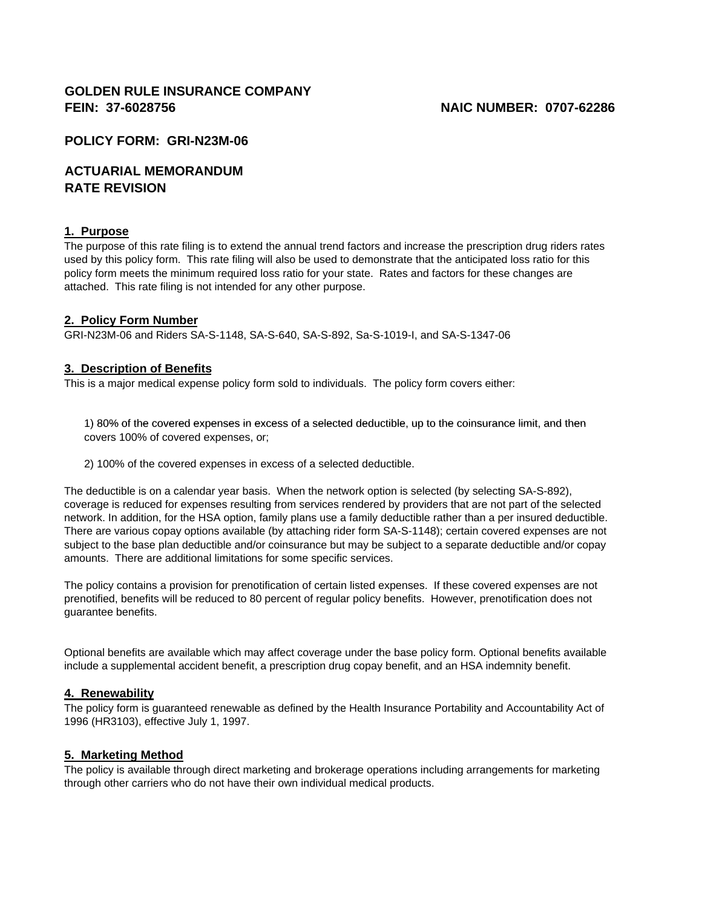**GOLDEN RULE INSURANCE COMPANY**
**FEIN: 37-6028756** **NAIC NUMBER: 0707-62286**

**POLICY FORM: GRI-N23M-06**

**ACTUARIAL MEMORANDUM**
**RATE REVISION**

## 1. Purpose

The purpose of this rate filing is to extend the annual trend factors and increase the prescription drug riders rates used by this policy form. This rate filing will also be used to demonstrate that the anticipated loss ratio for this policy form meets the minimum required loss ratio for your state. Rates and factors for these changes are attached. This rate filing is not intended for any other purpose.

## 2. Policy Form Number

GRI-N23M-06 and Riders SA-S-1148, SA-S-640, SA-S-892, Sa-S-1019-I, and SA-S-1347-06

## 3. Description of Benefits

This is a major medical expense policy form sold to individuals. The policy form covers either:

1) 80% of the covered expenses in excess of a selected deductible, up to the coinsurance limit, and then covers 100% of covered expenses, or;

2) 100% of the covered expenses in excess of a selected deductible.

The deductible is on a calendar year basis. When the network option is selected (by selecting SA-S-892), coverage is reduced for expenses resulting from services rendered by providers that are not part of the selected network. In addition, for the HSA option, family plans use a family deductible rather than a per insured deductible. There are various copay options available (by attaching rider form SA-S-1148); certain covered expenses are not subject to the base plan deductible and/or coinsurance but may be subject to a separate deductible and/or copay amounts. There are additional limitations for some specific services.

The policy contains a provision for prenotification of certain listed expenses. If these covered expenses are not prenotified, benefits will be reduced to 80 percent of regular policy benefits. However, prenotification does not guarantee benefits.

Optional benefits are available which may affect coverage under the base policy form. Optional benefits available include a supplemental accident benefit, a prescription drug copay benefit, and an HSA indemnity benefit.

## 4. Renewability

The policy form is guaranteed renewable as defined by the Health Insurance Portability and Accountability Act of 1996 (HR3103), effective July 1, 1997.

## 5. Marketing Method

The policy is available through direct marketing and brokerage operations including arrangements for marketing through other carriers who do not have their own individual medical products.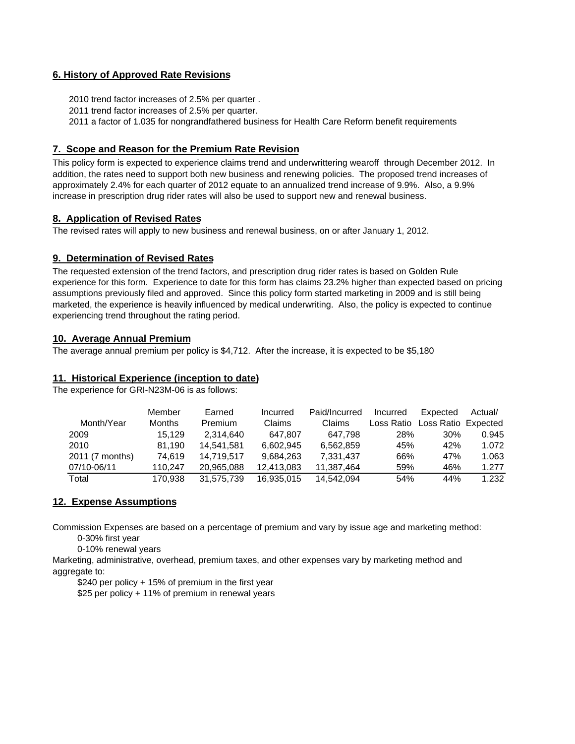## 6. History of Approved Rate Revisions

2010 trend factor increases of 2.5% per quarter .
2011 trend factor increases of 2.5% per quarter.
2011 a factor of 1.035 for nongrandfathered business for Health Care Reform benefit requirements

## 7. Scope and Reason for the Premium Rate Revision

This policy form is expected to experience claims trend and underwrittering wearoff through December 2012. In addition, the rates need to support both new business and renewing policies. The proposed trend increases of approximately 2.4% for each quarter of 2012 equate to an annualized trend increase of 9.9%. Also, a 9.9% increase in prescription drug rider rates will also be used to support new and renewal business.

## 8. Application of Revised Rates

The revised rates will apply to new business and renewal business, on or after January 1, 2012.

## 9. Determination of Revised Rates

The requested extension of the trend factors, and prescription drug rider rates is based on Golden Rule experience for this form. Experience to date for this form has claims 23.2% higher than expected based on pricing assumptions previously filed and approved. Since this policy form started marketing in 2009 and is still being marketed, the experience is heavily influenced by medical underwriting. Also, the policy is expected to continue experiencing trend throughout the rating period.

## 10. Average Annual Premium

The average annual premium per policy is $4,712. After the increase, it is expected to be $5,180

## 11. Historical Experience (inception to date)

The experience for GRI-N23M-06 is as follows:

| Month/Year | Member Months | Earned Premium | Incurred Claims | Paid/Incurred Claims | Incurred Loss Ratio | Expected Loss Ratio | Actual/ Expected |
|---|---|---|---|---|---|---|---|
| 2009 | 15,129 | 2,314,640 | 647,807 | 647,798 | 28% | 30% | 0.945 |
| 2010 | 81,190 | 14,541,581 | 6,602,945 | 6,562,859 | 45% | 42% | 1.072 |
| 2011 (7 months) | 74,619 | 14,719,517 | 9,684,263 | 7,331,437 | 66% | 47% | 1.063 |
| 07/10-06/11 | 110,247 | 20,965,088 | 12,413,083 | 11,387,464 | 59% | 46% | 1.277 |
| Total | 170,938 | 31,575,739 | 16,935,015 | 14,542,094 | 54% | 44% | 1.232 |

## 12. Expense Assumptions

Commission Expenses are based on a percentage of premium and vary by issue age and marketing method:

0-30% first year
0-10% renewal years

Marketing, administrative, overhead, premium taxes, and other expenses vary by marketing method and aggregate to:

$240 per policy + 15% of premium in the first year
$25 per policy + 11% of premium in renewal years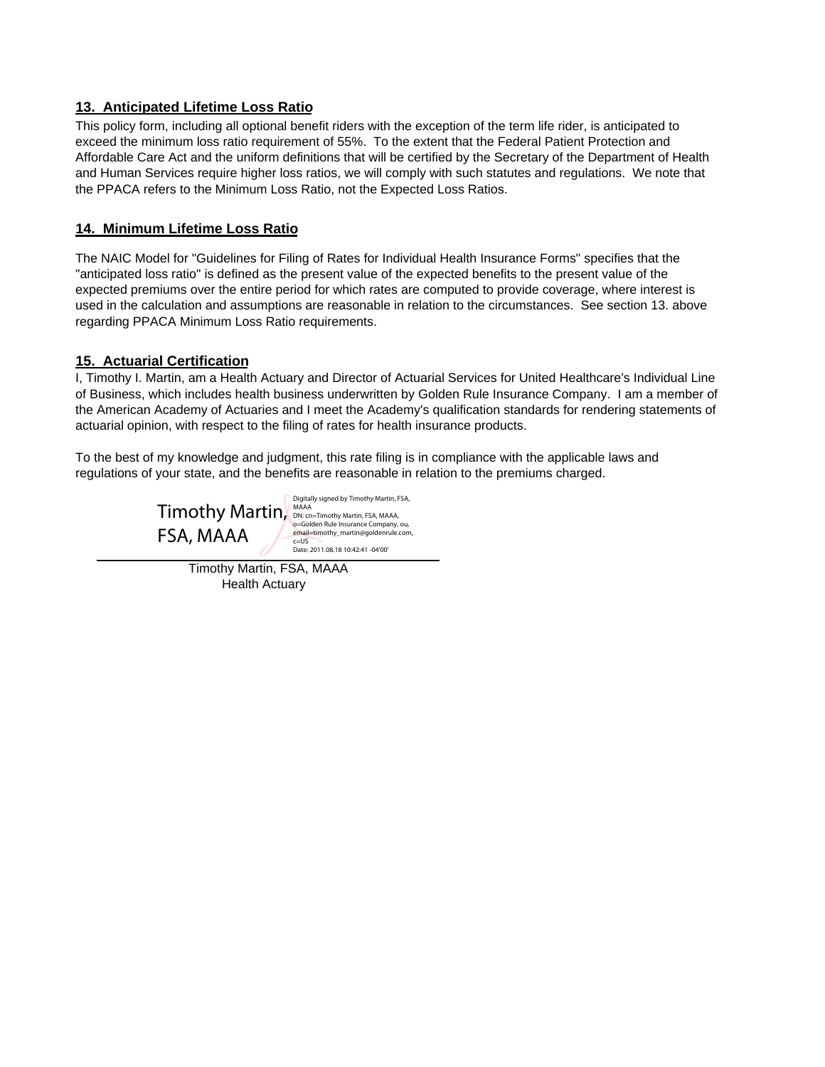## 13. Anticipated Lifetime Loss Ratio

This policy form, including all optional benefit riders with the exception of the term life rider, is anticipated to exceed the minimum loss ratio requirement of 55%. To the extent that the Federal Patient Protection and Affordable Care Act and the uniform definitions that will be certified by the Secretary of the Department of Health and Human Services require higher loss ratios, we will comply with such statutes and regulations. We note that the PPACA refers to the Minimum Loss Ratio, not the Expected Loss Ratios.

## 14. Minimum Lifetime Loss Ratio

The NAIC Model for "Guidelines for Filing of Rates for Individual Health Insurance Forms" specifies that the "anticipated loss ratio" is defined as the present value of the expected benefits to the present value of the expected premiums over the entire period for which rates are computed to provide coverage, where interest is used in the calculation and assumptions are reasonable in relation to the circumstances. See section 13. above regarding PPACA Minimum Loss Ratio requirements.

## 15. Actuarial Certification

I, Timothy I. Martin, am a Health Actuary and Director of Actuarial Services for United Healthcare's Individual Line of Business, which includes health business underwritten by Golden Rule Insurance Company. I am a member of the American Academy of Actuaries and I meet the Academy's qualification standards for rendering statements of actuarial opinion, with respect to the filing of rates for health insurance products.

To the best of my knowledge and judgment, this rate filing is in compliance with the applicable laws and regulations of your state, and the benefits are reasonable in relation to the premiums charged.

Timothy Martin, FSA, MAAA

Digitally signed by Timothy Martin, FSA, MAAA
DN: cn=Timothy Martin, FSA, MAAA, o=Golden Rule Insurance Company, ou, email=timothy_martin@goldenrule.com, c=US
Date: 2011.08.18 10:42:41 -04'00'

Timothy Martin, FSA, MAAA
Health Actuary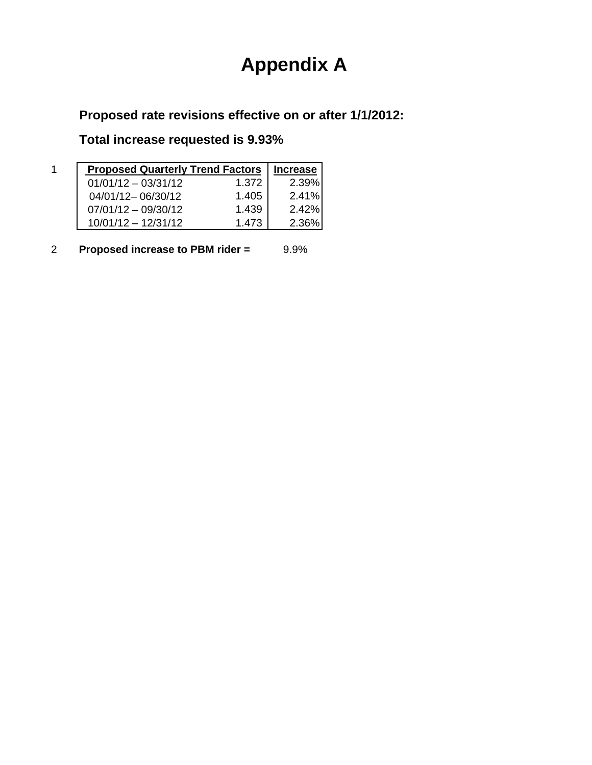# Appendix A

**Proposed rate revisions effective on or after 1/1/2012:**

**Total increase requested is 9.93%**

1

| Proposed Quarterly Trend Factors | | Increase |
|---|---|---|
| 01/01/12 – 03/31/12 | 1.372 | 2.39% |
| 04/01/12– 06/30/12 | 1.405 | 2.41% |
| 07/01/12 – 09/30/12 | 1.439 | 2.42% |
| 10/01/12 – 12/31/12 | 1.473 | 2.36% |

2 **Proposed increase to PBM rider =** 9.9%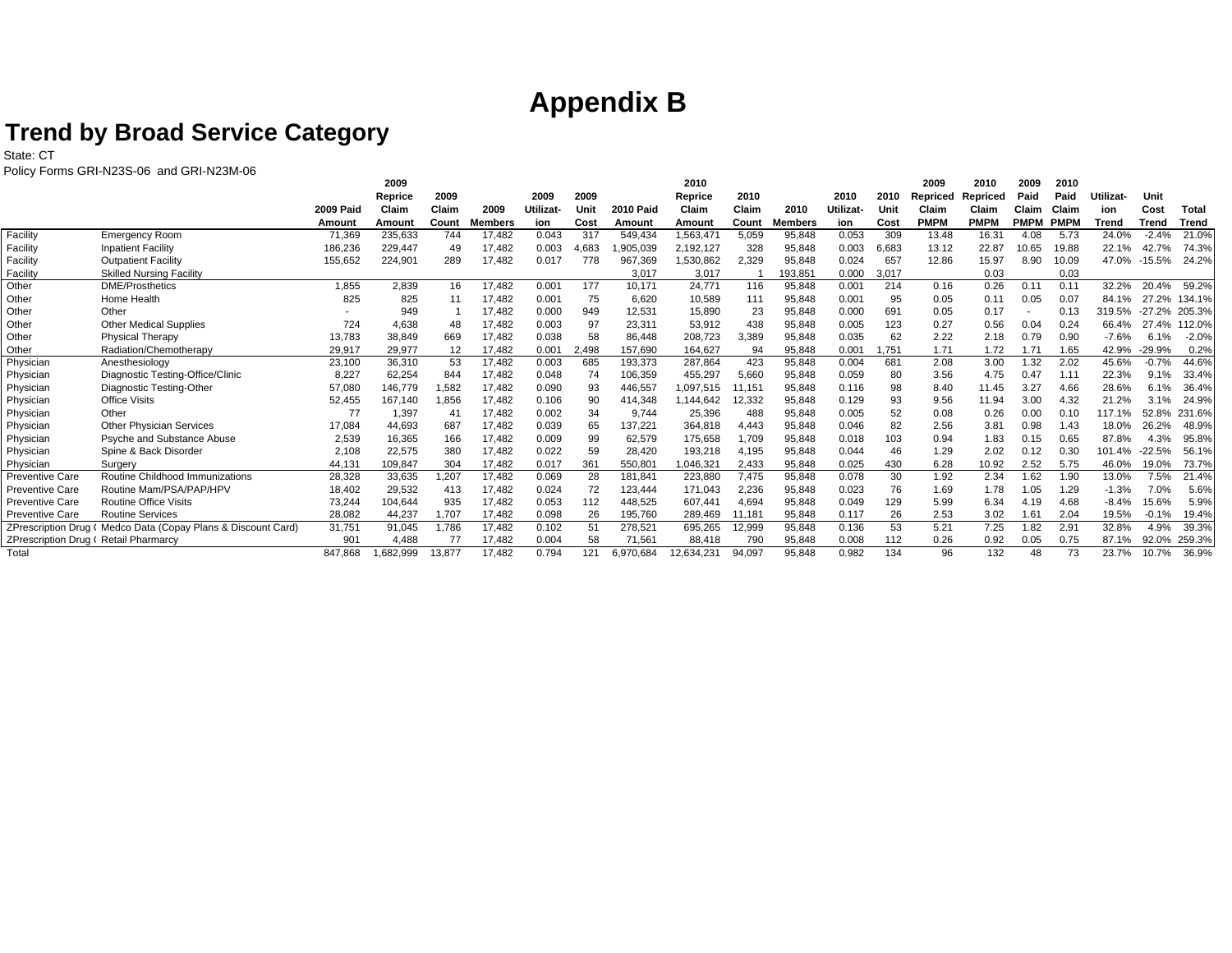# Appendix B

## Trend by Broad Service Category

State: CT

Policy Forms GRI-N23S-06 and GRI-N23M-06

| | | 2009 Paid Amount | 2009 Reprice Claim Amount | 2009 Claim Count | 2009 Members | 2009 Utilizat-ion | 2009 Unit Cost | 2010 Paid Amount | 2010 Reprice Claim Amount | 2010 Claim Count | 2010 Members | 2010 Utilizat-ion | 2010 Unit Cost | 2009 Repriced Claim PMPM | 2010 Repriced Claim PMPM | 2009 Paid Claim PMPM | 2010 Paid Claim PMPM | Utilizat-ion Trend | Unit Cost Trend | Total Trend |
|---|---|---|---|---|---|---|---|---|---|---|---|---|---|---|---|---|---|---|---|---|
| Facility | Emergency Room | 71,369 | 235,633 | 744 | 17,482 | 0.043 | 317 | 549,434 | 1,563,471 | 5,059 | 95,848 | 0.053 | 309 | 13.48 | 16.31 | 4.08 | 5.73 | 24.0% | -2.4% | 21.0% |
| Facility | Inpatient Facility | 186,236 | 229,447 | 49 | 17,482 | 0.003 | 4,683 | 1,905,039 | 2,192,127 | 328 | 95,848 | 0.003 | 6,683 | 13.12 | 22.87 | 10.65 | 19.88 | 22.1% | 42.7% | 74.3% |
| Facility | Outpatient Facility | 155,652 | 224,901 | 289 | 17,482 | 0.017 | 778 | 967,369 | 1,530,862 | 2,329 | 95,848 | 0.024 | 657 | 12.86 | 15.97 | 8.90 | 10.09 | 47.0% | -15.5% | 24.2% |
| Facility | Skilled Nursing Facility | | | | | | | 3,017 | 3,017 | 1 | 193,851 | 0.000 | 3,017 | | 0.03 | | 0.03 | | | |
| Other | DME/Prosthetics | 1,855 | 2,839 | 16 | 17,482 | 0.001 | 177 | 10,171 | 24,771 | 116 | 95,848 | 0.001 | 214 | 0.16 | 0.26 | 0.11 | 0.11 | 32.2% | 20.4% | 59.2% |
| Other | Home Health | 825 | 825 | 11 | 17,482 | 0.001 | 75 | 6,620 | 10,589 | 111 | 95,848 | 0.001 | 95 | 0.05 | 0.11 | 0.05 | 0.07 | 84.1% | 27.2% | 134.1% |
| Other | Other | - | 949 | 1 | 17,482 | 0.000 | 949 | 12,531 | 15,890 | 23 | 95,848 | 0.000 | 691 | 0.05 | 0.17 | - | 0.13 | 319.5% | -27.2% | 205.3% |
| Other | Other Medical Supplies | 724 | 4,638 | 48 | 17,482 | 0.003 | 97 | 23,311 | 53,912 | 438 | 95,848 | 0.005 | 123 | 0.27 | 0.56 | 0.04 | 0.24 | 66.4% | 27.4% | 112.0% |
| Other | Physical Therapy | 13,783 | 38,849 | 669 | 17,482 | 0.038 | 58 | 86,448 | 208,723 | 3,389 | 95,848 | 0.035 | 62 | 2.22 | 2.18 | 0.79 | 0.90 | -7.6% | 6.1% | -2.0% |
| Other | Radiation/Chemotherapy | 29,917 | 29,977 | 12 | 17,482 | 0.001 | 2,498 | 157,690 | 164,627 | 94 | 95,848 | 0.001 | 1,751 | 1.71 | 1.72 | 1.71 | 1.65 | 42.9% | -29.9% | 0.2% |
| Physician | Anesthesiology | 23,100 | 36,310 | 53 | 17,482 | 0.003 | 685 | 193,373 | 287,864 | 423 | 95,848 | 0.004 | 681 | 2.08 | 3.00 | 1.32 | 2.02 | 45.6% | -0.7% | 44.6% |
| Physician | Diagnostic Testing-Office/Clinic | 8,227 | 62,254 | 844 | 17,482 | 0.048 | 74 | 106,359 | 455,297 | 5,660 | 95,848 | 0.059 | 80 | 3.56 | 4.75 | 0.47 | 1.11 | 22.3% | 9.1% | 33.4% |
| Physician | Diagnostic Testing-Other | 57,080 | 146,779 | 1,582 | 17,482 | 0.090 | 93 | 446,557 | 1,097,515 | 11,151 | 95,848 | 0.116 | 98 | 8.40 | 11.45 | 3.27 | 4.66 | 28.6% | 6.1% | 36.4% |
| Physician | Office Visits | 52,455 | 167,140 | 1,856 | 17,482 | 0.106 | 90 | 414,348 | 1,144,642 | 12,332 | 95,848 | 0.129 | 93 | 9.56 | 11.94 | 3.00 | 4.32 | 21.2% | 3.1% | 24.9% |
| Physician | Other | 77 | 1,397 | 41 | 17,482 | 0.002 | 34 | 9,744 | 25,396 | 488 | 95,848 | 0.005 | 52 | 0.08 | 0.26 | 0.00 | 0.10 | 117.1% | 52.8% | 231.6% |
| Physician | Other Physician Services | 17,084 | 44,693 | 687 | 17,482 | 0.039 | 65 | 137,221 | 364,818 | 4,443 | 95,848 | 0.046 | 82 | 2.56 | 3.81 | 0.98 | 1.43 | 18.0% | 26.2% | 48.9% |
| Physician | Psyche and Substance Abuse | 2,539 | 16,365 | 166 | 17,482 | 0.009 | 99 | 62,579 | 175,658 | 1,709 | 95,848 | 0.018 | 103 | 0.94 | 1.83 | 0.15 | 0.65 | 87.8% | 4.3% | 95.8% |
| Physician | Spine & Back Disorder | 2,108 | 22,575 | 380 | 17,482 | 0.022 | 59 | 28,420 | 193,218 | 4,195 | 95,848 | 0.044 | 46 | 1.29 | 2.02 | 0.12 | 0.30 | 101.4% | -22.5% | 56.1% |
| Physician | Surgery | 44,131 | 109,847 | 304 | 17,482 | 0.017 | 361 | 550,801 | 1,046,321 | 2,433 | 95,848 | 0.025 | 430 | 6.28 | 10.92 | 2.52 | 5.75 | 46.0% | 19.0% | 73.7% |
| Preventive Care | Routine Childhood Immunizations | 28,328 | 33,635 | 1,207 | 17,482 | 0.069 | 28 | 181,841 | 223,880 | 7,475 | 95,848 | 0.078 | 30 | 1.92 | 2.34 | 1.62 | 1.90 | 13.0% | 7.5% | 21.4% |
| Preventive Care | Routine Mam/PSA/PAP/HPV | 18,402 | 29,532 | 413 | 17,482 | 0.024 | 72 | 123,444 | 171,043 | 2,236 | 95,848 | 0.023 | 76 | 1.69 | 1.78 | 1.05 | 1.29 | -1.3% | 7.0% | 5.6% |
| Preventive Care | Routine Office Visits | 73,244 | 104,644 | 935 | 17,482 | 0.053 | 112 | 448,525 | 607,441 | 4,694 | 95,848 | 0.049 | 129 | 5.99 | 6.34 | 4.19 | 4.68 | -8.4% | 15.6% | 5.9% |
| Preventive Care | Routine Services | 28,082 | 44,237 | 1,707 | 17,482 | 0.098 | 26 | 195,760 | 289,469 | 11,181 | 95,848 | 0.117 | 26 | 2.53 | 3.02 | 1.61 | 2.04 | 19.5% | -0.1% | 19.4% |
| ZPrescription Drug ( | Medco Data (Copay Plans & Discount Card) | 31,751 | 91,045 | 1,786 | 17,482 | 0.102 | 51 | 278,521 | 695,265 | 12,999 | 95,848 | 0.136 | 53 | 5.21 | 7.25 | 1.82 | 2.91 | 32.8% | 4.9% | 39.3% |
| ZPrescription Drug ( | Retail Pharmarcy | 901 | 4,488 | 77 | 17,482 | 0.004 | 58 | 71,561 | 88,418 | 790 | 95,848 | 0.008 | 112 | 0.26 | 0.92 | 0.05 | 0.75 | 87.1% | 92.0% | 259.3% |
| Total | | 847,868 | 1,682,999 | 13,877 | 17,482 | 0.794 | 121 | 6,970,684 | 12,634,231 | 94,097 | 95,848 | 0.982 | 134 | 96 | 132 | 48 | 73 | 23.7% | 10.7% | 36.9% |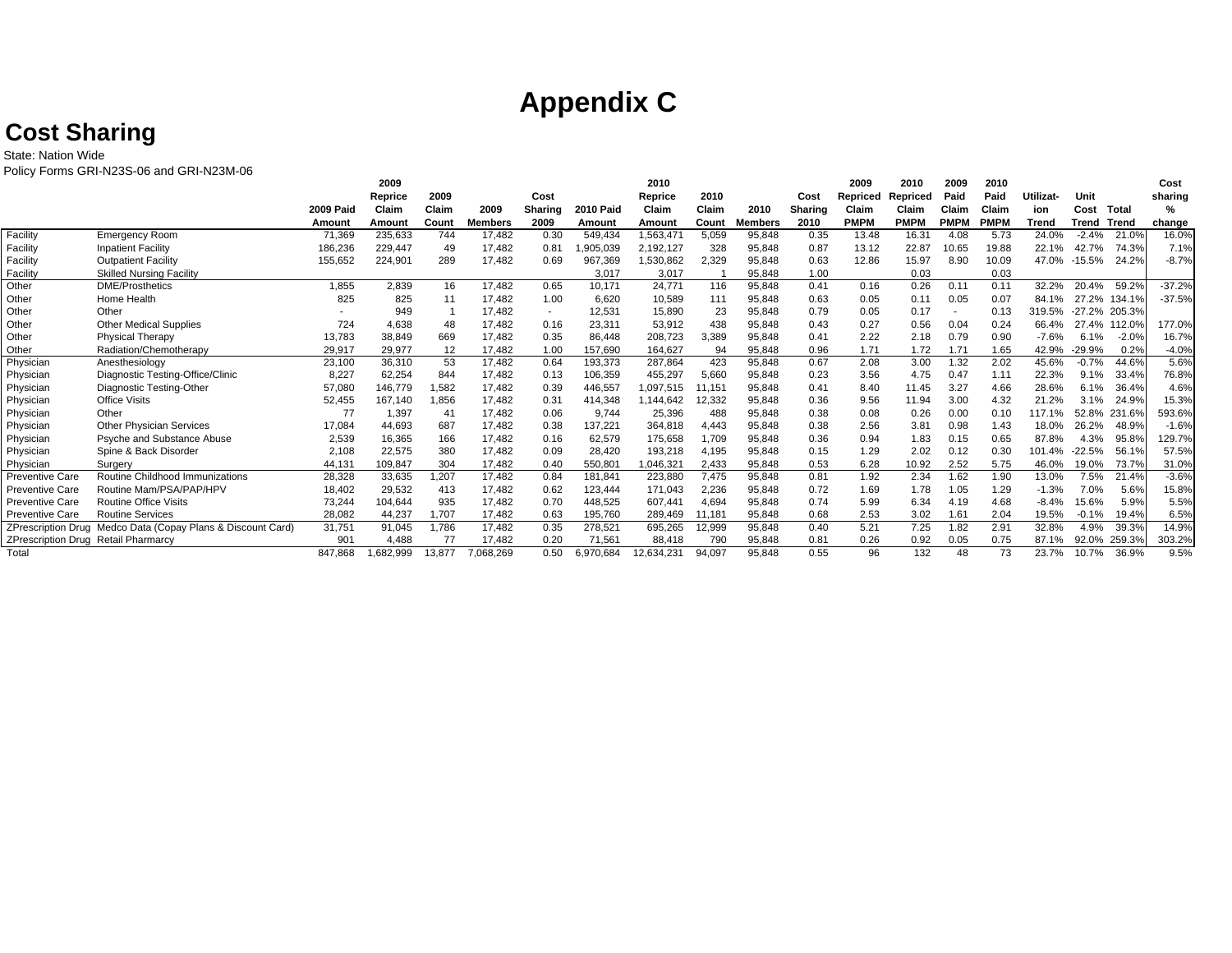# Appendix C

## Cost Sharing

State: Nation Wide

Policy Forms GRI-N23S-06 and GRI-N23M-06

| | | 2009 Paid Amount | 2009 Reprice Claim Amount | 2009 Claim Count | 2009 Members | Cost Sharing 2009 | 2010 Paid Amount | 2010 Reprice Claim Amount | 2010 Claim Count | 2010 Members | Cost Sharing 2010 | 2009 Repriced Claim PMPM | 2010 Repriced Claim PMPM | 2009 Paid Claim PMPM | 2010 Paid Claim PMPM | Utilization Trend | Unit Cost Trend | Total Trend | Cost sharing % change |
|---|---|---|---|---|---|---|---|---|---|---|---|---|---|---|---|---|---|---|---|
| Facility | Emergency Room | 71,369 | 235,633 | 744 | 17,482 | 0.30 | 549,434 | 1,563,471 | 5,059 | 95,848 | 0.35 | 13.48 | 16.31 | 4.08 | 5.73 | 24.0% | -2.4% | 21.0% | 16.0% |
| Facility | Inpatient Facility | 186,236 | 229,447 | 49 | 17,482 | 0.81 | 1,905,039 | 2,192,127 | 328 | 95,848 | 0.87 | 13.12 | 22.87 | 10.65 | 19.88 | 22.1% | 42.7% | 74.3% | 7.1% |
| Facility | Outpatient Facility | 155,652 | 224,901 | 289 | 17,482 | 0.69 | 967,369 | 1,530,862 | 2,329 | 95,848 | 0.63 | 12.86 | 15.97 | 8.90 | 10.09 | 47.0% | -15.5% | 24.2% | -8.7% |
| Facility | Skilled Nursing Facility | | | | | | 3,017 | 3,017 | 1 | 95,848 | 1.00 | | 0.03 | | 0.03 | | | | |
| Other | DME/Prosthetics | 1,855 | 2,839 | 16 | 17,482 | 0.65 | 10,171 | 24,771 | 116 | 95,848 | 0.41 | 0.16 | 0.26 | 0.11 | 0.11 | 32.2% | 20.4% | 59.2% | -37.2% |
| Other | Home Health | 825 | 825 | 11 | 17,482 | 1.00 | 6,620 | 10,589 | 111 | 95,848 | 0.63 | 0.05 | 0.11 | 0.05 | 0.07 | 84.1% | 27.2% | 134.1% | -37.5% |
| Other | Other | - | 949 | 1 | 17,482 | - | 12,531 | 15,890 | 23 | 95,848 | 0.79 | 0.05 | 0.17 | - | 0.13 | 319.5% | -27.2% | 205.3% | |
| Other | Other Medical Supplies | 724 | 4,638 | 48 | 17,482 | 0.16 | 23,311 | 53,912 | 438 | 95,848 | 0.43 | 0.27 | 0.56 | 0.04 | 0.24 | 66.4% | 27.4% | 112.0% | 177.0% |
| Other | Physical Therapy | 13,783 | 38,849 | 669 | 17,482 | 0.35 | 86,448 | 208,723 | 3,389 | 95,848 | 0.41 | 2.22 | 2.18 | 0.79 | 0.90 | -7.6% | 6.1% | -2.0% | 16.7% |
| Other | Radiation/Chemotherapy | 29,917 | 29,977 | 12 | 17,482 | 1.00 | 157,690 | 164,627 | 94 | 95,848 | 0.96 | 1.71 | 1.72 | 1.71 | 1.65 | 42.9% | -29.9% | 0.2% | -4.0% |
| Physician | Anesthesiology | 23,100 | 36,310 | 53 | 17,482 | 0.64 | 193,373 | 287,864 | 423 | 95,848 | 0.67 | 2.08 | 3.00 | 1.32 | 2.02 | 45.6% | -0.7% | 44.6% | 5.6% |
| Physician | Diagnostic Testing-Office/Clinic | 8,227 | 62,254 | 844 | 17,482 | 0.13 | 106,359 | 455,297 | 5,660 | 95,848 | 0.23 | 3.56 | 4.75 | 0.47 | 1.11 | 22.3% | 9.1% | 33.4% | 76.8% |
| Physician | Diagnostic Testing-Other | 57,080 | 146,779 | 1,582 | 17,482 | 0.39 | 446,557 | 1,097,515 | 11,151 | 95,848 | 0.41 | 8.40 | 11.45 | 3.27 | 4.66 | 28.6% | 6.1% | 36.4% | 4.6% |
| Physician | Office Visits | 52,455 | 167,140 | 1,856 | 17,482 | 0.31 | 414,348 | 1,144,642 | 12,332 | 95,848 | 0.36 | 9.56 | 11.94 | 3.00 | 4.32 | 21.2% | 3.1% | 24.9% | 15.3% |
| Physician | Other | 77 | 1,397 | 41 | 17,482 | 0.06 | 9,744 | 25,396 | 488 | 95,848 | 0.38 | 0.08 | 0.26 | 0.00 | 0.10 | 117.1% | 52.8% | 231.6% | 593.6% |
| Physician | Other Physician Services | 17,084 | 44,693 | 687 | 17,482 | 0.38 | 137,221 | 364,818 | 4,443 | 95,848 | 0.38 | 2.56 | 3.81 | 0.98 | 1.43 | 18.0% | 26.2% | 48.9% | -1.6% |
| Physician | Psyche and Substance Abuse | 2,539 | 16,365 | 166 | 17,482 | 0.16 | 62,579 | 175,658 | 1,709 | 95,848 | 0.36 | 0.94 | 1.83 | 0.15 | 0.65 | 87.8% | 4.3% | 95.8% | 129.7% |
| Physician | Spine & Back Disorder | 2,108 | 22,575 | 380 | 17,482 | 0.09 | 28,420 | 193,218 | 4,195 | 95,848 | 0.15 | 1.29 | 2.02 | 0.12 | 0.30 | 101.4% | -22.5% | 56.1% | 57.5% |
| Physician | Surgery | 44,131 | 109,847 | 304 | 17,482 | 0.40 | 550,801 | 1,046,321 | 2,433 | 95,848 | 0.53 | 6.28 | 10.92 | 2.52 | 5.75 | 46.0% | 19.0% | 73.7% | 31.0% |
| Preventive Care | Routine Childhood Immunizations | 28,328 | 33,635 | 1,207 | 17,482 | 0.84 | 181,841 | 223,880 | 7,475 | 95,848 | 0.81 | 1.92 | 2.34 | 1.62 | 1.90 | 13.0% | 7.5% | 21.4% | -3.6% |
| Preventive Care | Routine Mam/PSA/PAP/HPV | 18,402 | 29,532 | 413 | 17,482 | 0.62 | 123,444 | 171,043 | 2,236 | 95,848 | 0.72 | 1.69 | 1.78 | 1.05 | 1.29 | -1.3% | 7.0% | 5.6% | 15.8% |
| Preventive Care | Routine Office Visits | 73,244 | 104,644 | 935 | 17,482 | 0.70 | 448,525 | 607,441 | 4,694 | 95,848 | 0.74 | 5.99 | 6.34 | 4.19 | 4.68 | -8.4% | 15.6% | 5.9% | 5.5% |
| Preventive Care | Routine Services | 28,082 | 44,237 | 1,707 | 17,482 | 0.63 | 195,760 | 289,469 | 11,181 | 95,848 | 0.68 | 2.53 | 3.02 | 1.61 | 2.04 | 19.5% | -0.1% | 19.4% | 6.5% |
| ZPrescription Drug | Medco Data (Copay Plans & Discount Card) | 31,751 | 91,045 | 1,786 | 17,482 | 0.35 | 278,521 | 695,265 | 12,999 | 95,848 | 0.40 | 5.21 | 7.25 | 1.82 | 2.91 | 32.8% | 4.9% | 39.3% | 14.9% |
| ZPrescription Drug | Retail Pharmacy | 901 | 4,488 | 77 | 17,482 | 0.20 | 71,561 | 88,418 | 790 | 95,848 | 0.81 | 0.26 | 0.92 | 0.05 | 0.75 | 87.1% | 92.0% | 259.3% | 303.2% |
| Total | | 847,868 | 1,682,999 | 13,877 | 7,068,269 | 0.50 | 6,970,684 | 12,634,231 | 94,097 | 95,848 | 0.55 | 96 | 132 | 48 | 73 | 23.7% | 10.7% | 36.9% | 9.5% |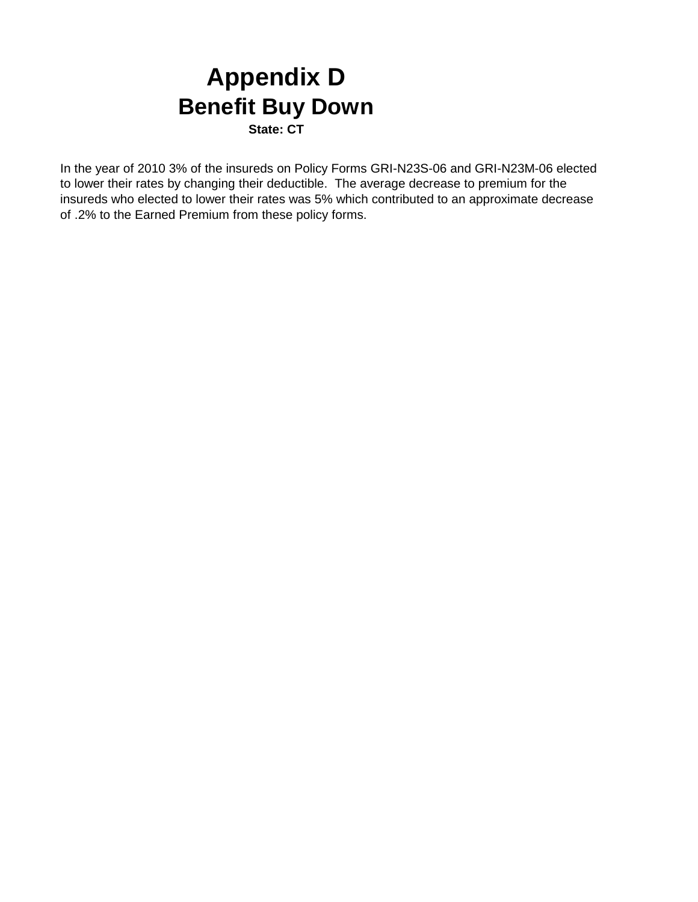# Appendix D
## Benefit Buy Down
### State: CT

In the year of 2010 3% of the insureds on Policy Forms GRI-N23S-06 and GRI-N23M-06 elected to lower their rates by changing their deductible. The average decrease to premium for the insureds who elected to lower their rates was 5% which contributed to an approximate decrease of .2% to the Earned Premium from these policy forms.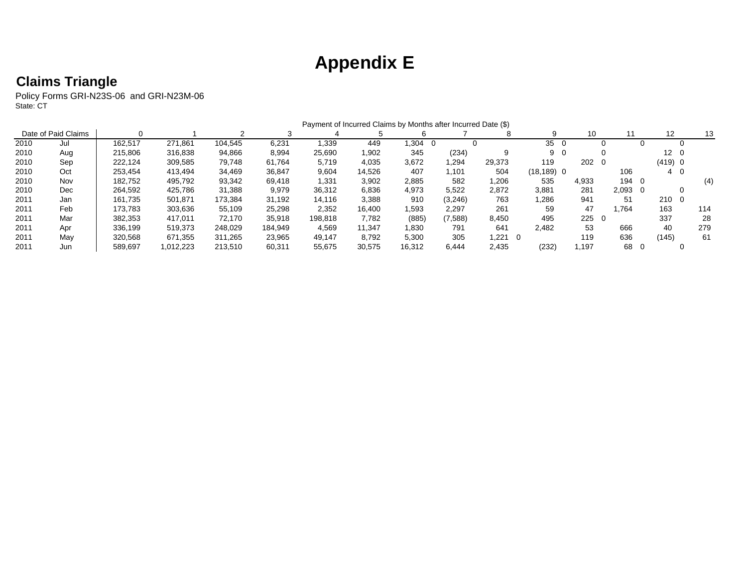# Appendix E

## Claims Triangle

Policy Forms GRI-N23S-06 and GRI-N23M-06
State: CT

| Date of Paid Claims | | Payment of Incurred Claims by Months after Incurred Date ($) | | | | | | | | | | | | | |
|---|---|---|---|---|---|---|---|---|---|---|---|---|---|---|---|
| | | 0 | 1 | 2 | 3 | 4 | 5 | 6 | 7 | 8 | 9 | 10 | 11 | 12 | 13 |
| 2010 | Jul | 162,517 | 271,861 | 104,545 | 6,231 | 1,339 | 449 | 1,304 | 0 | 0 | 35 | 0 | 0 | 0 | 0 |
| 2010 | Aug | 215,806 | 316,838 | 94,866 | 8,994 | 25,690 | 1,902 | 345 | (234) | 9 | 9 | 0 | 0 | 12 | 0 |
| 2010 | Sep | 222,124 | 309,585 | 79,748 | 61,764 | 5,719 | 4,035 | 3,672 | 1,294 | 29,373 | 119 | 202 | 0 | (419) | 0 |
| 2010 | Oct | 253,454 | 413,494 | 34,469 | 36,847 | 9,604 | 14,526 | 407 | 1,101 | 504 | (18,189) | 0 | 106 | 4 | 0 |
| 2010 | Nov | 182,752 | 495,792 | 93,342 | 69,418 | 1,331 | 3,902 | 2,885 | 582 | 1,206 | 535 | 4,933 | 194 | 0 | (4) |
| 2010 | Dec | 264,592 | 425,786 | 31,388 | 9,979 | 36,312 | 6,836 | 4,973 | 5,522 | 2,872 | 3,881 | 281 | 2,093 | 0 | 0 |
| 2011 | Jan | 161,735 | 501,871 | 173,384 | 31,192 | 14,116 | 3,388 | 910 | (3,246) | 763 | 1,286 | 941 | 51 | 210 | 0 |
| 2011 | Feb | 173,783 | 303,636 | 55,109 | 25,298 | 2,352 | 16,400 | 1,593 | 2,297 | 261 | 59 | 47 | 1,764 | 163 | 114 |
| 2011 | Mar | 382,353 | 417,011 | 72,170 | 35,918 | 198,818 | 7,782 | (885) | (7,588) | 8,450 | 495 | 225 | 0 | 337 | 28 |
| 2011 | Apr | 336,199 | 519,373 | 248,029 | 184,949 | 4,569 | 11,347 | 1,830 | 791 | 641 | 2,482 | 53 | 666 | 40 | 279 |
| 2011 | May | 320,568 | 671,355 | 311,265 | 23,965 | 49,147 | 8,792 | 5,300 | 305 | 1,221 | 0 | 119 | 636 | (145) | 61 |
| 2011 | Jun | 589,697 | 1,012,223 | 213,510 | 60,311 | 55,675 | 30,575 | 16,312 | 6,444 | 2,435 | (232) | 1,197 | 68 | 0 | 0 |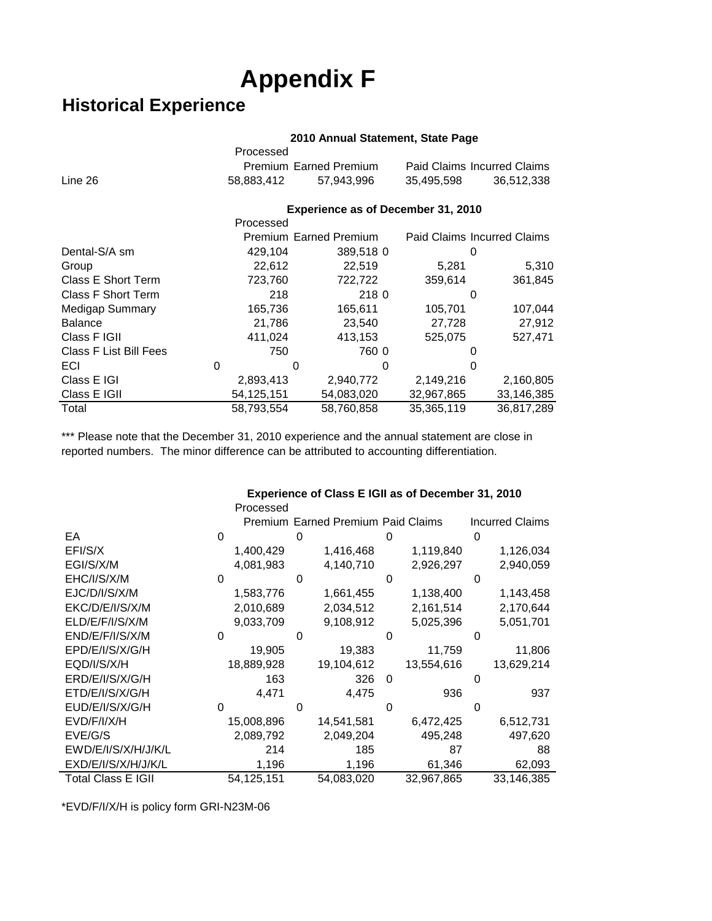# Appendix F

## Historical Experience

**2010 Annual Statement, State Page**

| | Processed Premium | Earned Premium | Paid Claims | Incurred Claims |
|---|---|---|---|---|
| Line 26 | 58,883,412 | 57,943,996 | 35,495,598 | 36,512,338 |

**Experience as of December 31, 2010**

| | Processed Premium | Earned Premium | Paid Claims | Incurred Claims |
|---|---|---|---|---|
| Dental-S/A sm | 429,104 | 389,518 | 0 | 0 |
| Group | 22,612 | 22,519 | 5,281 | 5,310 |
| Class E Short Term | 723,760 | 722,722 | 359,614 | 361,845 |
| Class F Short Term | 218 | 218 | 0 | 0 |
| Medigap Summary | 165,736 | 165,611 | 105,701 | 107,044 |
| Balance | 21,786 | 23,540 | 27,728 | 27,912 |
| Class F IGII | 411,024 | 413,153 | 525,075 | 527,471 |
| Class F List Bill Fees | 750 | 760 | 0 | 0 |
| ECI | 0 | 0 | 0 | 0 |
| Class E IGI | 2,893,413 | 2,940,772 | 2,149,216 | 2,160,805 |
| Class E IGII | 54,125,151 | 54,083,020 | 32,967,865 | 33,146,385 |
| Total | 58,793,554 | 58,760,858 | 35,365,119 | 36,817,289 |

*** Please note that the December 31, 2010 experience and the annual statement are close in reported numbers. The minor difference can be attributed to accounting differentiation.

**Experience of Class E IGII as of December 31, 2010**

| | Processed Premium | Earned Premium | Paid Claims | Incurred Claims |
|---|---|---|---|---|
| EA | 0 | 0 | 0 | 0 |
| EFI/S/X | 1,400,429 | 1,416,468 | 1,119,840 | 1,126,034 |
| EGI/S/X/M | 4,081,983 | 4,140,710 | 2,926,297 | 2,940,059 |
| EHC/I/S/X/M | 0 | 0 | 0 | 0 |
| EJC/D/I/S/X/M | 1,583,776 | 1,661,455 | 1,138,400 | 1,143,458 |
| EKC/D/E/I/S/X/M | 2,010,689 | 2,034,512 | 2,161,514 | 2,170,644 |
| ELD/E/F/I/S/X/M | 9,033,709 | 9,108,912 | 5,025,396 | 5,051,701 |
| END/E/F/I/S/X/M | 0 | 0 | 0 | 0 |
| EPD/E/I/S/X/G/H | 19,905 | 19,383 | 11,759 | 11,806 |
| EQD/I/S/X/H | 18,889,928 | 19,104,612 | 13,554,616 | 13,629,214 |
| ERD/E/I/S/X/G/H | 163 | 326 | 0 | 0 |
| ETD/E/I/S/X/G/H | 4,471 | 4,475 | 936 | 937 |
| EUD/E/I/S/X/G/H | 0 | 0 | 0 | 0 |
| EVD/F/I/X/H | 15,008,896 | 14,541,581 | 6,472,425 | 6,512,731 |
| EVE/G/S | 2,089,792 | 2,049,204 | 495,248 | 497,620 |
| EWD/E/I/S/X/H/J/K/L | 214 | 185 | 87 | 88 |
| EXD/E/I/S/X/H/J/K/L | 1,196 | 1,196 | 61,346 | 62,093 |
| Total Class E IGII | 54,125,151 | 54,083,020 | 32,967,865 | 33,146,385 |

*EVD/F/I/X/H is policy form GRI-N23M-06